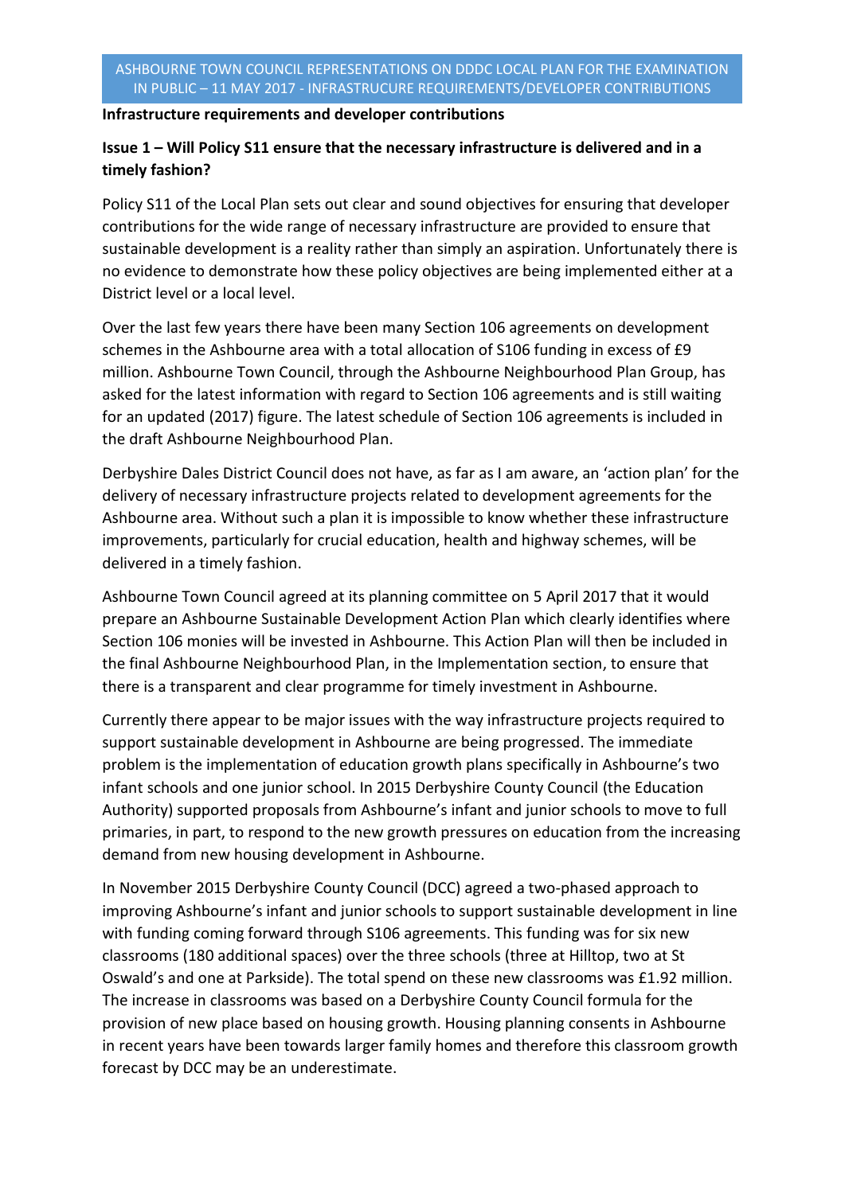ASHBOURNE TOWN COUNCIL REPRESENTATIONS ON DDDC LOCAL PLAN FOR THE EXAMINATION IN PUBLIC – 11 MAY 2017 - INFRASTRUCURE REQUIREMENTS/DEVELOPER CONTRIBUTIONS

**Infrastructure requirements and developer contributions**

**Issue 1 – Will Policy S11 ensure that the necessary infrastructure is delivered and in a timely fashion?**

Policy S11 of the Local Plan sets out clear and sound objectives for ensuring that developer contributions for the wide range of necessary infrastructure are provided to ensure that sustainable development is a reality rather than simply an aspiration. Unfortunately there is no evidence to demonstrate how these policy objectives are being implemented either at a District level or a local level.

Over the last few years there have been many Section 106 agreements on development schemes in the Ashbourne area with a total allocation of S106 funding in excess of £9 million. Ashbourne Town Council, through the Ashbourne Neighbourhood Plan Group, has asked for the latest information with regard to Section 106 agreements and is still waiting for an updated (2017) figure. The latest schedule of Section 106 agreements is included in the draft Ashbourne Neighbourhood Plan.

Derbyshire Dales District Council does not have, as far as I am aware, an 'action plan' for the delivery of necessary infrastructure projects related to development agreements for the Ashbourne area. Without such a plan it is impossible to know whether these infrastructure improvements, particularly for crucial education, health and highway schemes, will be delivered in a timely fashion.

Ashbourne Town Council agreed at its planning committee on 5 April 2017 that it would prepare an Ashbourne Sustainable Development Action Plan which clearly identifies where Section 106 monies will be invested in Ashbourne. This Action Plan will then be included in the final Ashbourne Neighbourhood Plan, in the Implementation section, to ensure that there is a transparent and clear programme for timely investment in Ashbourne.

Currently there appear to be major issues with the way infrastructure projects required to support sustainable development in Ashbourne are being progressed. The immediate problem is the implementation of education growth plans specifically in Ashbourne's two infant schools and one junior school. In 2015 Derbyshire County Council (the Education Authority) supported proposals from Ashbourne's infant and junior schools to move to full primaries, in part, to respond to the new growth pressures on education from the increasing demand from new housing development in Ashbourne.

In November 2015 Derbyshire County Council (DCC) agreed a two-phased approach to improving Ashbourne's infant and junior schools to support sustainable development in line with funding coming forward through S106 agreements. This funding was for six new classrooms (180 additional spaces) over the three schools (three at Hilltop, two at St Oswald's and one at Parkside). The total spend on these new classrooms was £1.92 million. The increase in classrooms was based on a Derbyshire County Council formula for the provision of new place based on housing growth. Housing planning consents in Ashbourne in recent years have been towards larger family homes and therefore this classroom growth forecast by DCC may be an underestimate.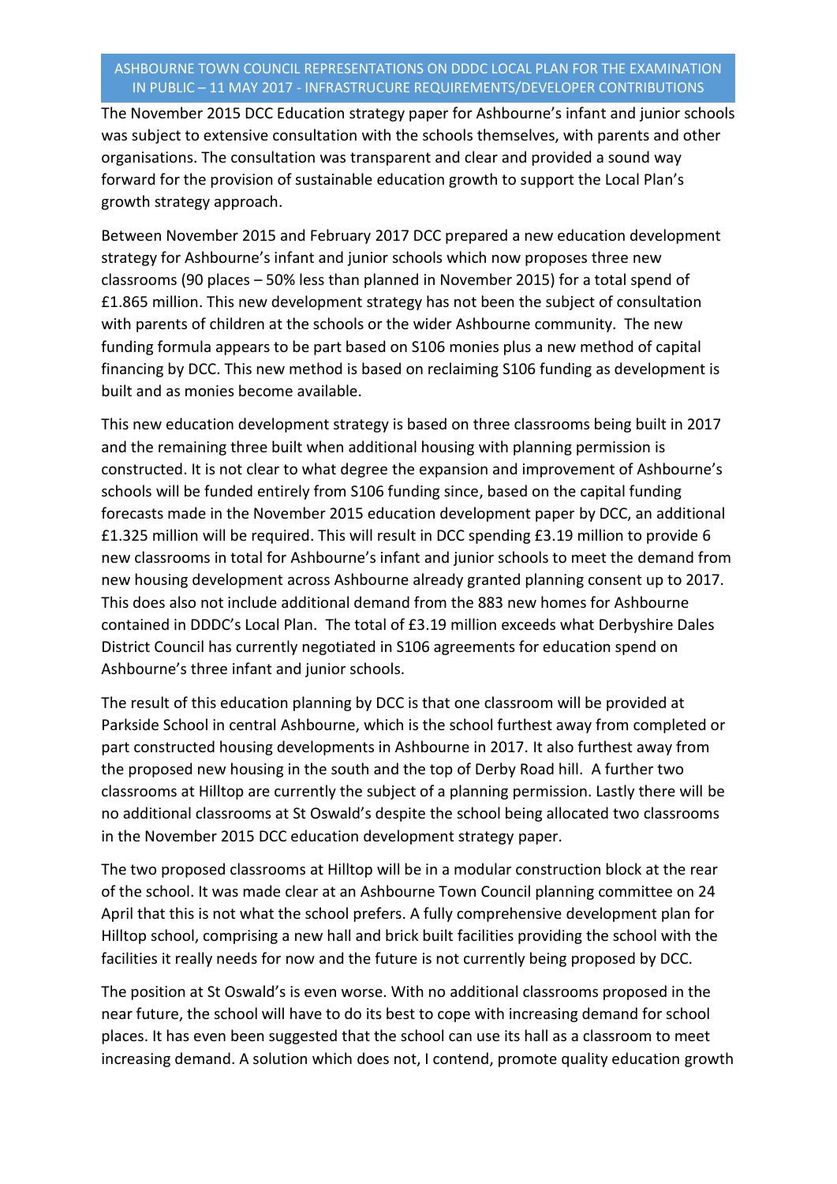ASHBOURNE TOWN COUNCIL REPRESENTATIONS ON DDDC LOCAL PLAN FOR THE EXAMINATION IN PUBLIC – 11 MAY 2017 - INFRASTRUCURE REQUIREMENTS/DEVELOPER CONTRIBUTIONS

The November 2015 DCC Education strategy paper for Ashbourne's infant and junior schools was subject to extensive consultation with the schools themselves, with parents and other organisations. The consultation was transparent and clear and provided a sound way forward for the provision of sustainable education growth to support the Local Plan's growth strategy approach.

Between November 2015 and February 2017 DCC prepared a new education development strategy for Ashbourne's infant and junior schools which now proposes three new classrooms (90 places – 50% less than planned in November 2015) for a total spend of £1.865 million. This new development strategy has not been the subject of consultation with parents of children at the schools or the wider Ashbourne community. The new funding formula appears to be part based on S106 monies plus a new method of capital financing by DCC. This new method is based on reclaiming S106 funding as development is built and as monies become available.

This new education development strategy is based on three classrooms being built in 2017 and the remaining three built when additional housing with planning permission is constructed. It is not clear to what degree the expansion and improvement of Ashbourne's schools will be funded entirely from S106 funding since, based on the capital funding forecasts made in the November 2015 education development paper by DCC, an additional £1.325 million will be required. This will result in DCC spending £3.19 million to provide 6 new classrooms in total for Ashbourne's infant and junior schools to meet the demand from new housing development across Ashbourne already granted planning consent up to 2017. This does also not include additional demand from the 883 new homes for Ashbourne contained in DDDC's Local Plan. The total of £3.19 million exceeds what Derbyshire Dales District Council has currently negotiated in S106 agreements for education spend on Ashbourne's three infant and junior schools.

The result of this education planning by DCC is that one classroom will be provided at Parkside School in central Ashbourne, which is the school furthest away from completed or part constructed housing developments in Ashbourne in 2017. It also furthest away from the proposed new housing in the south and the top of Derby Road hill. A further two classrooms at Hilltop are currently the subject of a planning permission. Lastly there will be no additional classrooms at St Oswald's despite the school being allocated two classrooms in the November 2015 DCC education development strategy paper.

The two proposed classrooms at Hilltop will be in a modular construction block at the rear of the school. It was made clear at an Ashbourne Town Council planning committee on 24 April that this is not what the school prefers. A fully comprehensive development plan for Hilltop school, comprising a new hall and brick built facilities providing the school with the facilities it really needs for now and the future is not currently being proposed by DCC.

The position at St Oswald's is even worse. With no additional classrooms proposed in the near future, the school will have to do its best to cope with increasing demand for school places. It has even been suggested that the school can use its hall as a classroom to meet increasing demand. A solution which does not, I contend, promote quality education growth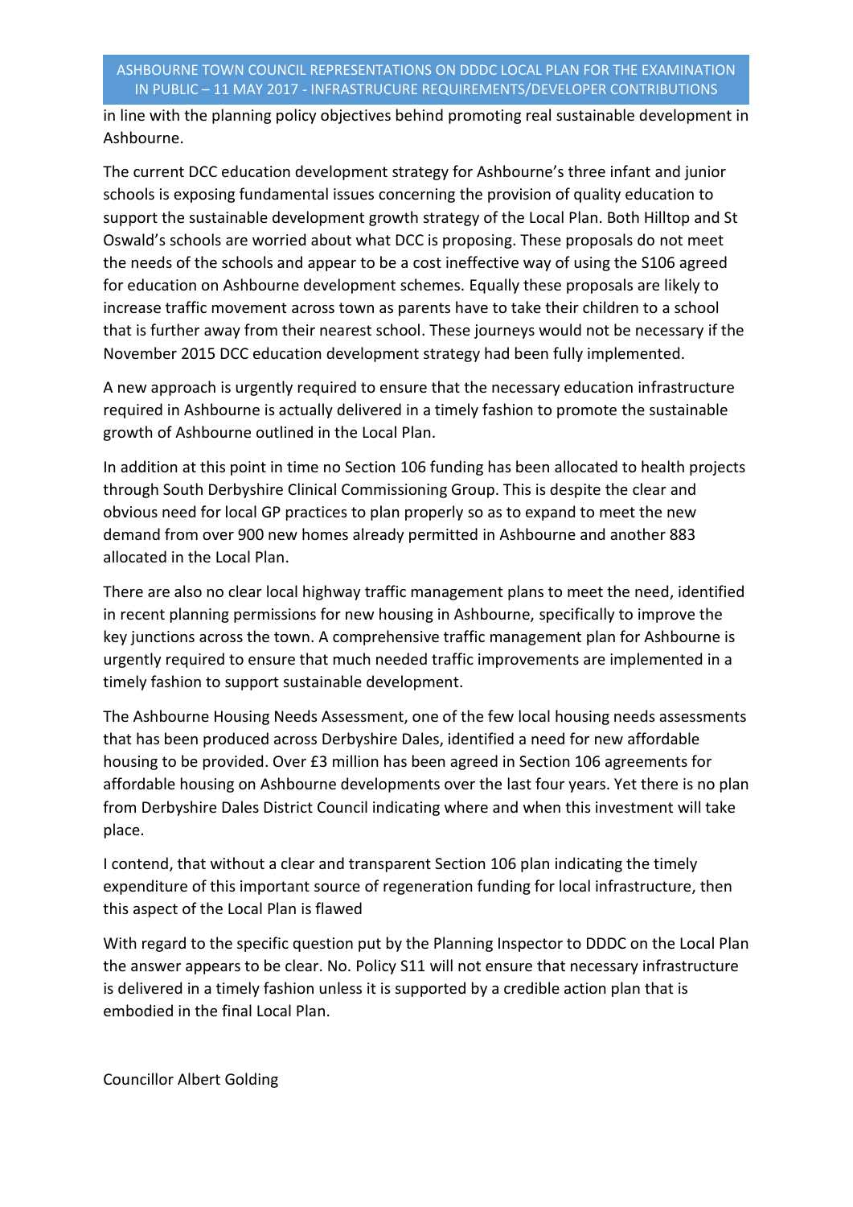in line with the planning policy objectives behind promoting real sustainable development in Ashbourne.

The current DCC education development strategy for Ashbourne's three infant and junior schools is exposing fundamental issues concerning the provision of quality education to support the sustainable development growth strategy of the Local Plan. Both Hilltop and St Oswald's schools are worried about what DCC is proposing. These proposals do not meet the needs of the schools and appear to be a cost ineffective way of using the S106 agreed for education on Ashbourne development schemes. Equally these proposals are likely to increase traffic movement across town as parents have to take their children to a school that is further away from their nearest school. These journeys would not be necessary if the November 2015 DCC education development strategy had been fully implemented.

A new approach is urgently required to ensure that the necessary education infrastructure required in Ashbourne is actually delivered in a timely fashion to promote the sustainable growth of Ashbourne outlined in the Local Plan.

In addition at this point in time no Section 106 funding has been allocated to health projects through South Derbyshire Clinical Commissioning Group. This is despite the clear and obvious need for local GP practices to plan properly so as to expand to meet the new demand from over 900 new homes already permitted in Ashbourne and another 883 allocated in the Local Plan.

There are also no clear local highway traffic management plans to meet the need, identified in recent planning permissions for new housing in Ashbourne, specifically to improve the key junctions across the town. A comprehensive traffic management plan for Ashbourne is urgently required to ensure that much needed traffic improvements are implemented in a timely fashion to support sustainable development.

The Ashbourne Housing Needs Assessment, one of the few local housing needs assessments that has been produced across Derbyshire Dales, identified a need for new affordable housing to be provided. Over £3 million has been agreed in Section 106 agreements for affordable housing on Ashbourne developments over the last four years. Yet there is no plan from Derbyshire Dales District Council indicating where and when this investment will take place.

I contend, that without a clear and transparent Section 106 plan indicating the timely expenditure of this important source of regeneration funding for local infrastructure, then this aspect of the Local Plan is flawed

With regard to the specific question put by the Planning Inspector to DDDC on the Local Plan the answer appears to be clear. No. Policy S11 will not ensure that necessary infrastructure is delivered in a timely fashion unless it is supported by a credible action plan that is embodied in the final Local Plan.

Councillor Albert Golding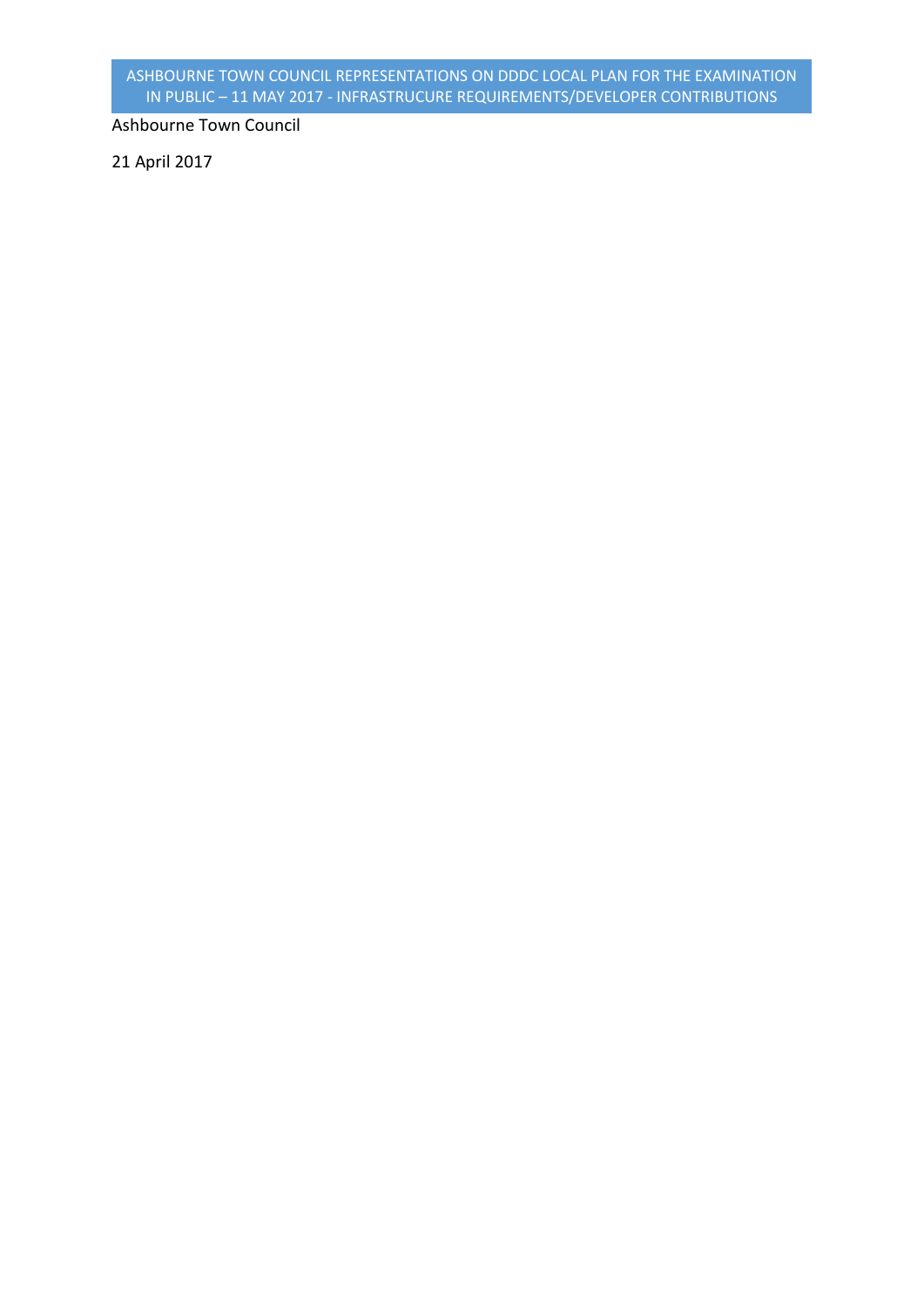Ashbourne Town Council

21 April 2017